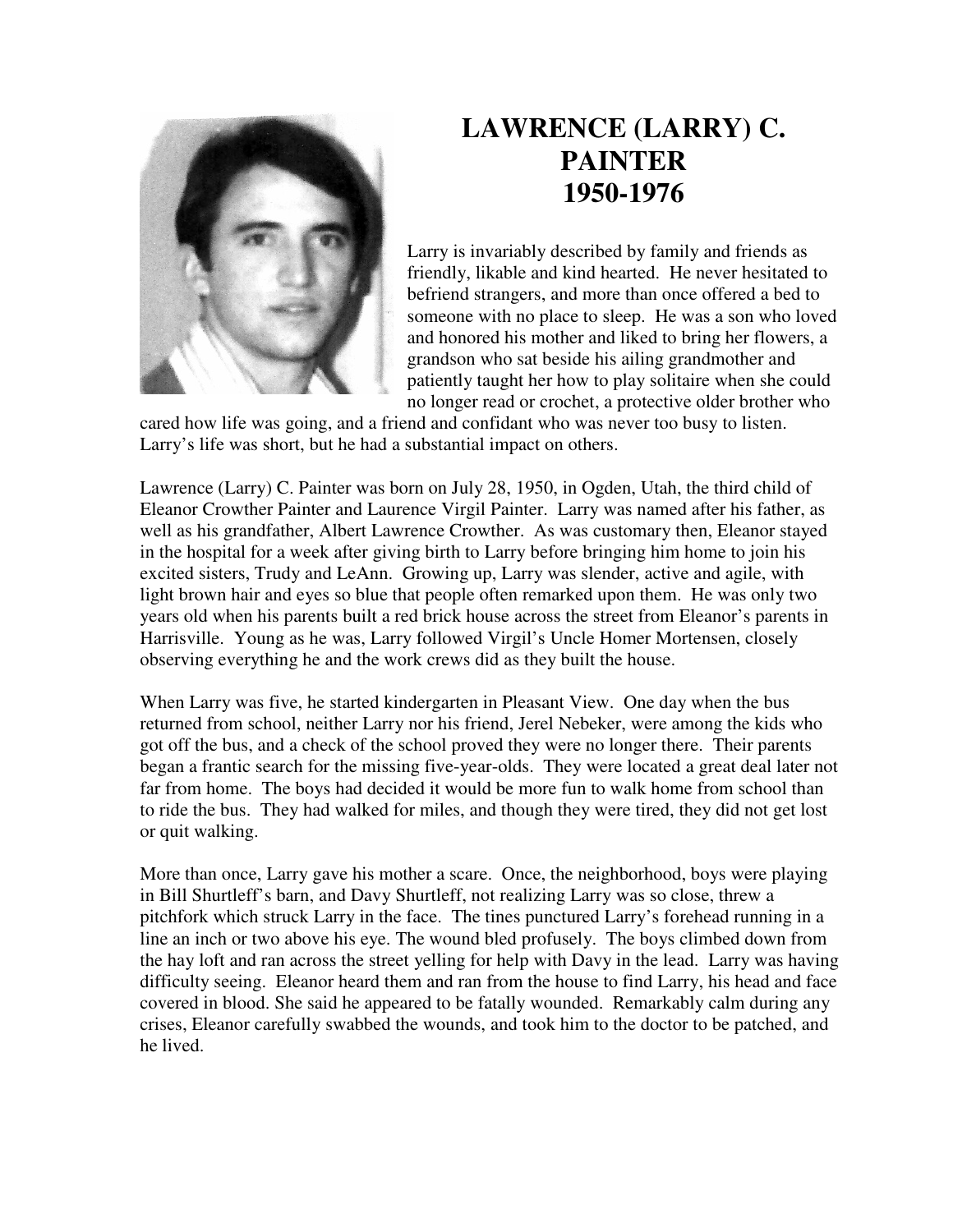# LAWRENCE (LARRY) C. PAINTER 1950-1976

Larry is invariably described by family and friends as friendly, likable and kind hearted. He never hesitated to befriend strangers, and more than once offered a bed to someone with no place to sleep. He was a son who loved and honored his mother and liked to bring her flowers, a grandson who sat beside his ailing grandmother and patiently taught her how to play solitaire when she could no longer read or crochet, a protective older brother who cared how life was going, and a friend and confidant who was never too busy to listen. Larry's life was short, but he had a substantial impact on others.

Lawrence (Larry) C. Painter was born on July 28, 1950, in Ogden, Utah, the third child of Eleanor Crowther Painter and Laurence Virgil Painter. Larry was named after his father, as well as his grandfather, Albert Lawrence Crowther. As was customary then, Eleanor stayed in the hospital for a week after giving birth to Larry before bringing him home to join his excited sisters, Trudy and LeAnn. Growing up, Larry was slender, active and agile, with light brown hair and eyes so blue that people often remarked upon them. He was only two years old when his parents built a red brick house across the street from Eleanor's parents in Harrisville. Young as he was, Larry followed Virgil's Uncle Homer Mortensen, closely observing everything he and the work crews did as they built the house.

When Larry was five, he started kindergarten in Pleasant View. One day when the bus returned from school, neither Larry nor his friend, Jerel Nebeker, were among the kids who got off the bus, and a check of the school proved they were no longer there. Their parents began a frantic search for the missing five-year-olds. They were located a great deal later not far from home. The boys had decided it would be more fun to walk home from school than to ride the bus. They had walked for miles, and though they were tired, they did not get lost or quit walking.

More than once, Larry gave his mother a scare. Once, the neighborhood, boys were playing in Bill Shurtleff's barn, and Davy Shurtleff, not realizing Larry was so close, threw a pitchfork which struck Larry in the face. The tines punctured Larry's forehead running in a line an inch or two above his eye. The wound bled profusely. The boys climbed down from the hay loft and ran across the street yelling for help with Davy in the lead. Larry was having difficulty seeing. Eleanor heard them and ran from the house to find Larry, his head and face covered in blood. She said he appeared to be fatally wounded. Remarkably calm during any crises, Eleanor carefully swabbed the wounds, and took him to the doctor to be patched, and he lived.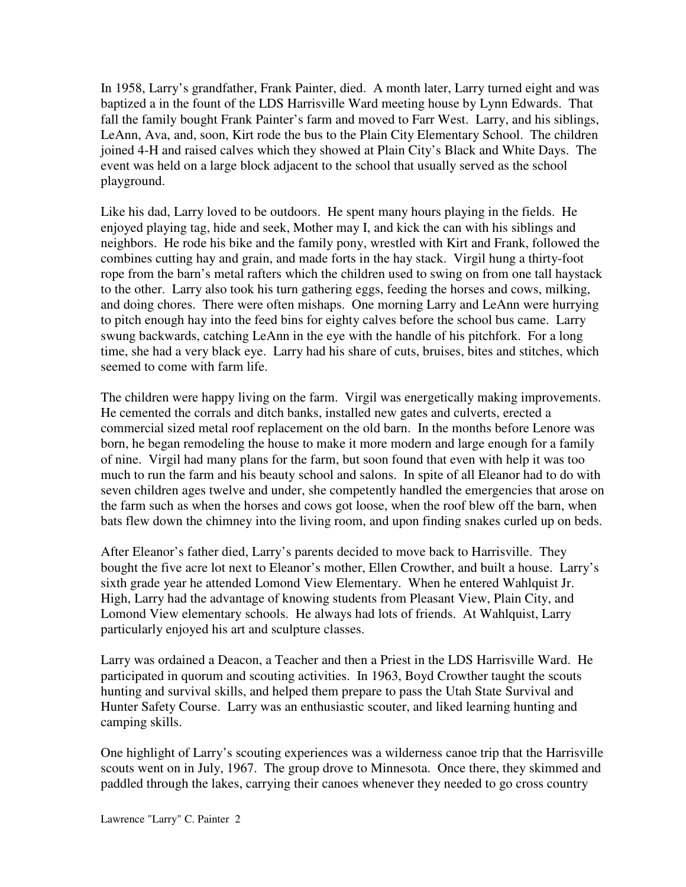In 1958, Larry's grandfather, Frank Painter, died. A month later, Larry turned eight and was baptized a in the fount of the LDS Harrisville Ward meeting house by Lynn Edwards. That fall the family bought Frank Painter's farm and moved to Farr West. Larry, and his siblings, LeAnn, Ava, and, soon, Kirt rode the bus to the Plain City Elementary School. The children joined 4-H and raised calves which they showed at Plain City's Black and White Days. The event was held on a large block adjacent to the school that usually served as the school playground.

Like his dad, Larry loved to be outdoors. He spent many hours playing in the fields. He enjoyed playing tag, hide and seek, Mother may I, and kick the can with his siblings and neighbors. He rode his bike and the family pony, wrestled with Kirt and Frank, followed the combines cutting hay and grain, and made forts in the hay stack. Virgil hung a thirty-foot rope from the barn's metal rafters which the children used to swing on from one tall haystack to the other. Larry also took his turn gathering eggs, feeding the horses and cows, milking, and doing chores. There were often mishaps. One morning Larry and LeAnn were hurrying to pitch enough hay into the feed bins for eighty calves before the school bus came. Larry swung backwards, catching LeAnn in the eye with the handle of his pitchfork. For a long time, she had a very black eye. Larry had his share of cuts, bruises, bites and stitches, which seemed to come with farm life.

The children were happy living on the farm. Virgil was energetically making improvements. He cemented the corrals and ditch banks, installed new gates and culverts, erected a commercial sized metal roof replacement on the old barn. In the months before Lenore was born, he began remodeling the house to make it more modern and large enough for a family of nine. Virgil had many plans for the farm, but soon found that even with help it was too much to run the farm and his beauty school and salons. In spite of all Eleanor had to do with seven children ages twelve and under, she competently handled the emergencies that arose on the farm such as when the horses and cows got loose, when the roof blew off the barn, when bats flew down the chimney into the living room, and upon finding snakes curled up on beds.

After Eleanor's father died, Larry's parents decided to move back to Harrisville. They bought the five acre lot next to Eleanor's mother, Ellen Crowther, and built a house. Larry's sixth grade year he attended Lomond View Elementary. When he entered Wahlquist Jr. High, Larry had the advantage of knowing students from Pleasant View, Plain City, and Lomond View elementary schools. He always had lots of friends. At Wahlquist, Larry particularly enjoyed his art and sculpture classes.

Larry was ordained a Deacon, a Teacher and then a Priest in the LDS Harrisville Ward. He participated in quorum and scouting activities. In 1963, Boyd Crowther taught the scouts hunting and survival skills, and helped them prepare to pass the Utah State Survival and Hunter Safety Course. Larry was an enthusiastic scouter, and liked learning hunting and camping skills.

One highlight of Larry's scouting experiences was a wilderness canoe trip that the Harrisville scouts went on in July, 1967. The group drove to Minnesota. Once there, they skimmed and paddled through the lakes, carrying their canoes whenever they needed to go cross country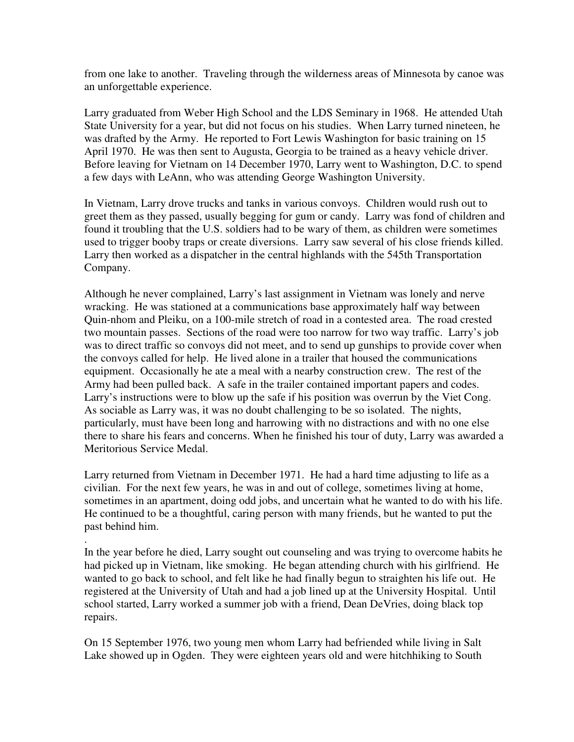from one lake to another. Traveling through the wilderness areas of Minnesota by canoe was an unforgettable experience.

Larry graduated from Weber High School and the LDS Seminary in 1968. He attended Utah State University for a year, but did not focus on his studies. When Larry turned nineteen, he was drafted by the Army. He reported to Fort Lewis Washington for basic training on 15 April 1970. He was then sent to Augusta, Georgia to be trained as a heavy vehicle driver. Before leaving for Vietnam on 14 December 1970, Larry went to Washington, D.C. to spend a few days with LeAnn, who was attending George Washington University.

In Vietnam, Larry drove trucks and tanks in various convoys. Children would rush out to greet them as they passed, usually begging for gum or candy. Larry was fond of children and found it troubling that the U.S. soldiers had to be wary of them, as children were sometimes used to trigger booby traps or create diversions. Larry saw several of his close friends killed. Larry then worked as a dispatcher in the central highlands with the 545th Transportation Company.

Although he never complained, Larry's last assignment in Vietnam was lonely and nerve wracking. He was stationed at a communications base approximately half way between Quin-nhom and Pleiku, on a 100-mile stretch of road in a contested area. The road crested two mountain passes. Sections of the road were too narrow for two way traffic. Larry's job was to direct traffic so convoys did not meet, and to send up gunships to provide cover when the convoys called for help. He lived alone in a trailer that housed the communications equipment. Occasionally he ate a meal with a nearby construction crew. The rest of the Army had been pulled back. A safe in the trailer contained important papers and codes. Larry's instructions were to blow up the safe if his position was overrun by the Viet Cong. As sociable as Larry was, it was no doubt challenging to be so isolated. The nights, particularly, must have been long and harrowing with no distractions and with no one else there to share his fears and concerns. When he finished his tour of duty, Larry was awarded a Meritorious Service Medal.

Larry returned from Vietnam in December 1971. He had a hard time adjusting to life as a civilian. For the next few years, he was in and out of college, sometimes living at home, sometimes in an apartment, doing odd jobs, and uncertain what he wanted to do with his life. He continued to be a thoughtful, caring person with many friends, but he wanted to put the past behind him.

.

In the year before he died, Larry sought out counseling and was trying to overcome habits he had picked up in Vietnam, like smoking. He began attending church with his girlfriend. He wanted to go back to school, and felt like he had finally begun to straighten his life out. He registered at the University of Utah and had a job lined up at the University Hospital. Until school started, Larry worked a summer job with a friend, Dean DeVries, doing black top repairs.

On 15 September 1976, two young men whom Larry had befriended while living in Salt Lake showed up in Ogden. They were eighteen years old and were hitchhiking to South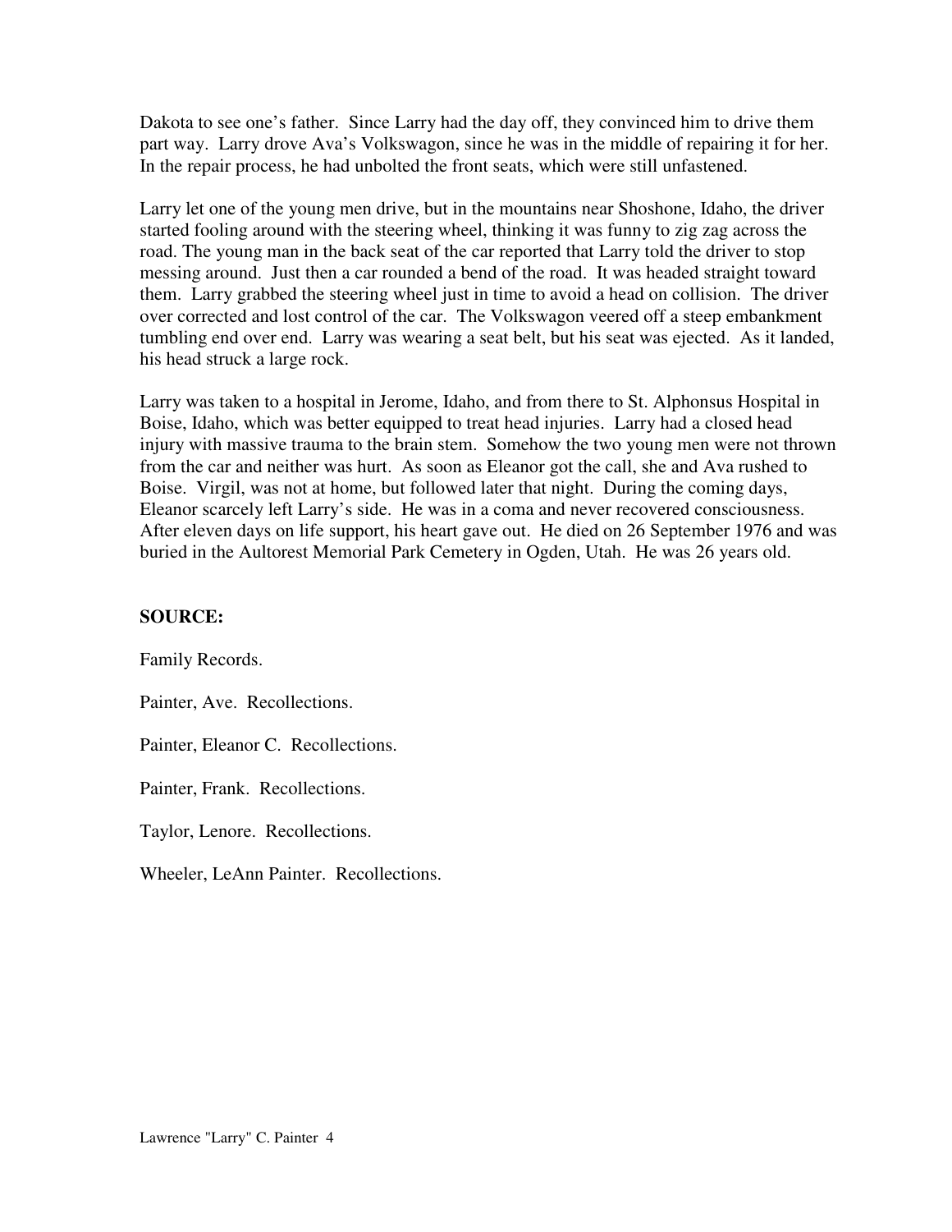Dakota to see one's father. Since Larry had the day off, they convinced him to drive them part way. Larry drove Ava's Volkswagon, since he was in the middle of repairing it for her. In the repair process, he had unbolted the front seats, which were still unfastened.

Larry let one of the young men drive, but in the mountains near Shoshone, Idaho, the driver started fooling around with the steering wheel, thinking it was funny to zig zag across the road. The young man in the back seat of the car reported that Larry told the driver to stop messing around. Just then a car rounded a bend of the road. It was headed straight toward them. Larry grabbed the steering wheel just in time to avoid a head on collision. The driver over corrected and lost control of the car. The Volkswagon veered off a steep embankment tumbling end over end. Larry was wearing a seat belt, but his seat was ejected. As it landed, his head struck a large rock.

Larry was taken to a hospital in Jerome, Idaho, and from there to St. Alphonsus Hospital in Boise, Idaho, which was better equipped to treat head injuries. Larry had a closed head injury with massive trauma to the brain stem. Somehow the two young men were not thrown from the car and neither was hurt. As soon as Eleanor got the call, she and Ava rushed to Boise. Virgil, was not at home, but followed later that night. During the coming days, Eleanor scarcely left Larry's side. He was in a coma and never recovered consciousness. After eleven days on life support, his heart gave out. He died on 26 September 1976 and was buried in the Aultorest Memorial Park Cemetery in Ogden, Utah. He was 26 years old.

**SOURCE:**

Family Records.

Painter, Ave. Recollections.

Painter, Eleanor C. Recollections.

Painter, Frank. Recollections.

Taylor, Lenore. Recollections.

Wheeler, LeAnn Painter. Recollections.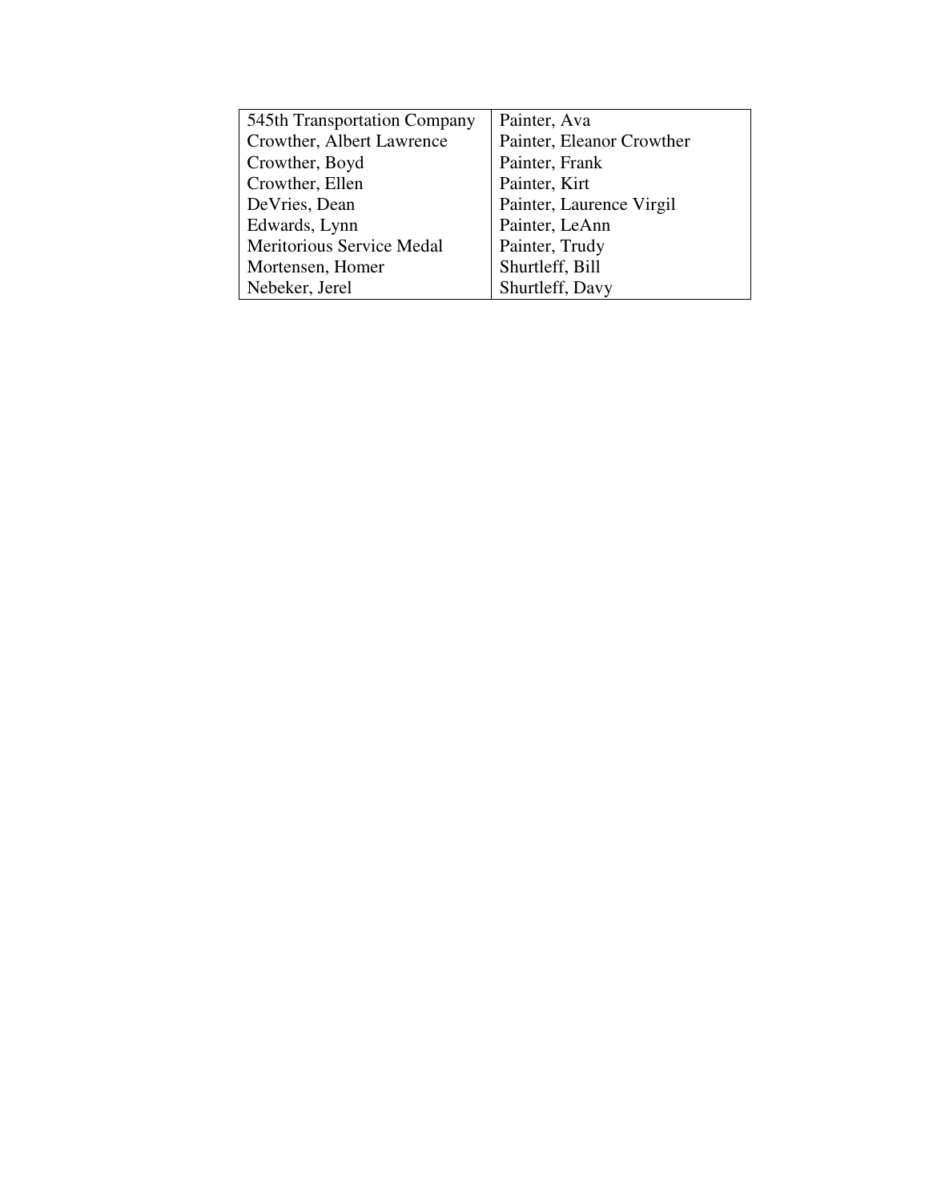| | |
|---|---|
| 545th Transportation Company | Painter, Ava |
| Crowther, Albert Lawrence | Painter, Eleanor Crowther |
| Crowther, Boyd | Painter, Frank |
| Crowther, Ellen | Painter, Kirt |
| DeVries, Dean | Painter, Laurence Virgil |
| Edwards, Lynn | Painter, LeAnn |
| Meritorious Service Medal | Painter, Trudy |
| Mortensen, Homer | Shurtleff, Bill |
| Nebeker, Jerel | Shurtleff, Davy |